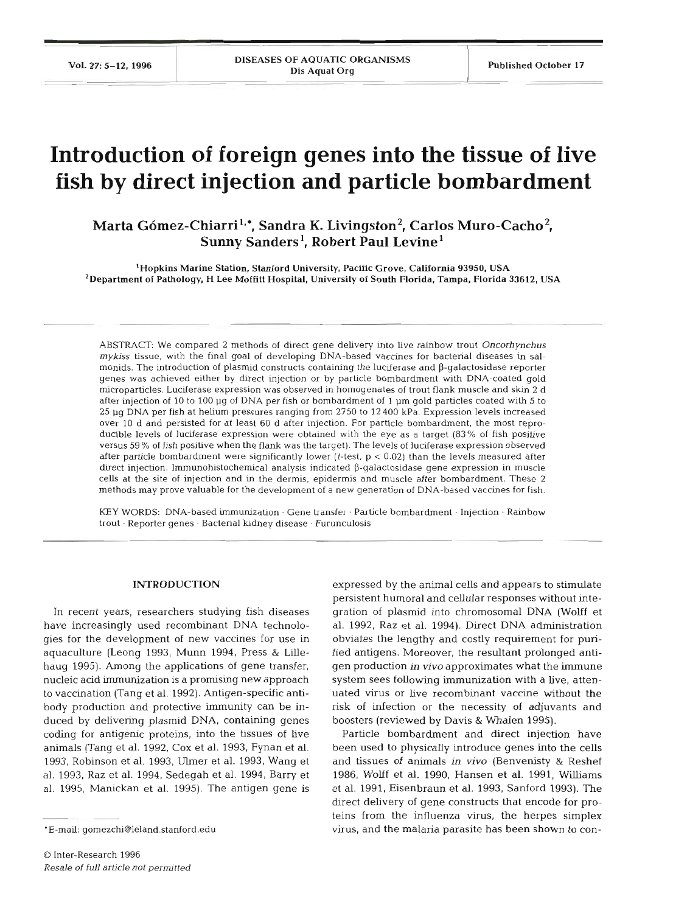# Introduction of foreign genes into the tissue of live fish by direct injection and particle bombardment

**Marta Gómez-Chiarri[1,*], Sandra K. Livingston[2], Carlos Muro-Cacho[2], Sunny Sanders[1], Robert Paul Levine[1]**

[1]Hopkins Marine Station, Stanford University, Pacific Grove, California 93950, USA
[2]Department of Pathology, H Lee Moffitt Hospital, University of South Florida, Tampa, Florida 33612, USA

ABSTRACT: We compared 2 methods of direct gene delivery into live rainbow trout *Oncorhynchus mykiss* tissue, with the final goal of developing DNA-based vaccines for bacterial diseases in salmonids. The introduction of plasmid constructs containing the luciferase and β-galactosidase reporter genes was achieved either by direct injection or by particle bombardment with DNA-coated gold microparticles. Luciferase expression was observed in homogenates of trout flank muscle and skin 2 d after injection of 10 to 100 µg of DNA per fish or bombardment of 1 µm gold particles coated with 5 to 25 µg DNA per fish at helium pressures ranging from 2750 to 12400 kPa. Expression levels increased over 10 d and persisted for at least 60 d after injection. For particle bombardment, the most reproducible levels of luciferase expression were obtained with the eye as a target (83% of fish positive versus 59% of fish positive when the flank was the target). The levels of luciferase expression observed after particle bombardment were significantly lower (*t*-test, $p < 0.02$) than the levels measured after direct injection. Immunohistochemical analysis indicated β-galactosidase gene expression in muscle cells at the site of injection and in the dermis, epidermis and muscle after bombardment. These 2 methods may prove valuable for the development of a new generation of DNA-based vaccines for fish.

KEY WORDS: DNA-based immunization · Gene transfer · Particle bombardment · Injection · Rainbow trout · Reporter genes · Bacterial kidney disease · Furunculosis

## INTRODUCTION

In recent years, researchers studying fish diseases have increasingly used recombinant DNA technologies for the development of new vaccines for use in aquaculture (Leong 1993, Munn 1994, Press & Lillehaug 1995). Among the applications of gene transfer, nucleic acid immunization is a promising new approach to vaccination (Tang et al. 1992). Antigen-specific antibody production and protective immunity can be induced by delivering plasmid DNA, containing genes coding for antigenic proteins, into the tissues of live animals (Tang et al. 1992, Cox et al. 1993, Fynan et al. 1993, Robinson et al. 1993, Ulmer et al. 1993, Wang et al. 1993, Raz et al. 1994, Sedegah et al. 1994, Barry et al. 1995, Manickan et al. 1995). The antigen gene is expressed by the animal cells and appears to stimulate persistent humoral and cellular responses without integration of plasmid into chromosomal DNA (Wolff et al. 1992, Raz et al. 1994). Direct DNA administration obviates the lengthy and costly requirement for purified antigens. Moreover, the resultant prolonged antigen production *in vivo* approximates what the immune system sees following immunization with a live, attenuated virus or live recombinant vaccine without the risk of infection or the necessity of adjuvants and boosters (reviewed by Davis & Whalen 1995).

Particle bombardment and direct injection have been used to physically introduce genes into the cells and tissues of animals *in vivo* (Benvenisty & Reshef 1986, Wolff et al. 1990, Hansen et al. 1991, Williams et al. 1991, Eisenbraun et al. 1993, Sanford 1993). The direct delivery of gene constructs that encode for proteins from the influenza virus, the herpes simplex virus, and the malaria parasite has been shown to con-

*E-mail: gomezchi@leland.stanford.edu

© Inter-Research 1996
*Resale of full article not permitted*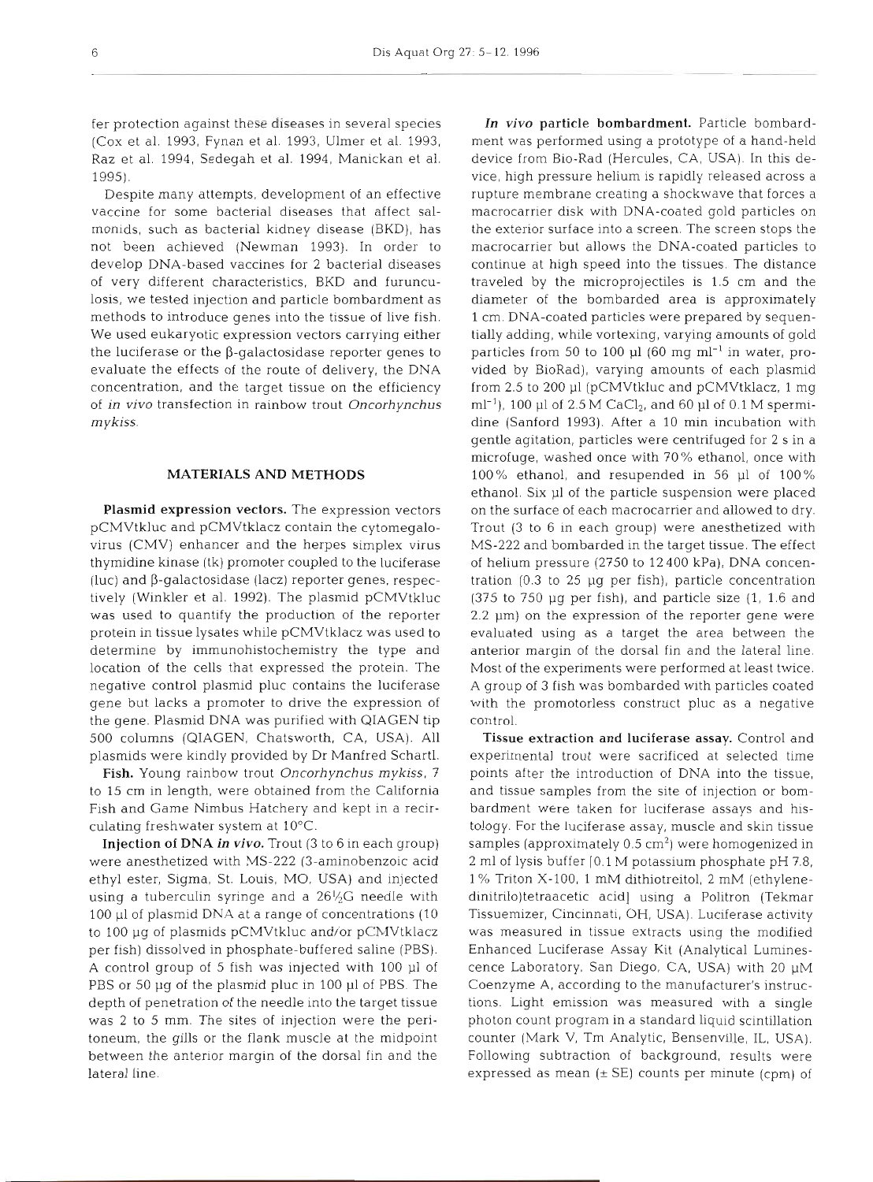fer protection against these diseases in several species (Cox et al. 1993, Fynan et al. 1993, Ulmer et al. 1993, Raz et al. 1994, Sedegah et al. 1994, Manickan et al. 1995).

Despite many attempts, development of an effective vaccine for some bacterial diseases that affect salmonids, such as bacterial kidney disease (BKD), has not been achieved (Newman 1993). In order to develop DNA-based vaccines for 2 bacterial diseases of very different characteristics, BKD and furunculosis, we tested injection and particle bombardment as methods to introduce genes into the tissue of live fish. We used eukaryotic expression vectors carrying either the luciferase or the β-galactosidase reporter genes to evaluate the effects of the route of delivery, the DNA concentration, and the target tissue on the efficiency of *in vivo* transfection in rainbow trout *Oncorhynchus mykiss*.

## MATERIALS AND METHODS

**Plasmid expression vectors.** The expression vectors pCMVtkluc and pCMVtklacz contain the cytomegalovirus (CMV) enhancer and the herpes simplex virus thymidine kinase (tk) promoter coupled to the luciferase (luc) and β-galactosidase (lacz) reporter genes, respectively (Winkler et al. 1992). The plasmid pCMVtkluc was used to quantify the production of the reporter protein in tissue lysates while pCMVtklacz was used to determine by immunohistochemistry the type and location of the cells that expressed the protein. The negative control plasmid pluc contains the luciferase gene but lacks a promoter to drive the expression of the gene. Plasmid DNA was purified with QIAGEN tip 500 columns (QIAGEN, Chatsworth, CA, USA). All plasmids were kindly provided by Dr Manfred Schartl.

**Fish.** Young rainbow trout *Oncorhynchus mykiss*, 7 to 15 cm in length, were obtained from the California Fish and Game Nimbus Hatchery and kept in a recirculating freshwater system at 10°C.

**Injection of DNA *in vivo*.** Trout (3 to 6 in each group) were anesthetized with MS-222 (3-aminobenzoic acid ethyl ester, Sigma, St. Louis, MO, USA) and injected using a tuberculin syringe and a 26½G needle with 100 µl of plasmid DNA at a range of concentrations (10 to 100 µg of plasmids pCMVtkluc and/or pCMVtklacz per fish) dissolved in phosphate-buffered saline (PBS). A control group of 5 fish was injected with 100 µl of PBS or 50 µg of the plasmid pluc in 100 µl of PBS. The depth of penetration of the needle into the target tissue was 2 to 5 mm. The sites of injection were the peritoneum, the gills or the flank muscle at the midpoint between the anterior margin of the dorsal fin and the lateral line.

***In vivo* particle bombardment.** Particle bombardment was performed using a prototype of a hand-held device from Bio-Rad (Hercules, CA, USA). In this device, high pressure helium is rapidly released across a rupture membrane creating a shockwave that forces a macrocarrier disk with DNA-coated gold particles on the exterior surface into a screen. The screen stops the macrocarrier but allows the DNA-coated particles to continue at high speed into the tissues. The distance traveled by the microprojectiles is 1.5 cm and the diameter of the bombarded area is approximately 1 cm. DNA-coated particles were prepared by sequentially adding, while vortexing, varying amounts of gold particles from 50 to 100 µl (60 mg ml$^{-1}$ in water, provided by BioRad), varying amounts of each plasmid from 2.5 to 200 µl (pCMVtkluc and pCMVtklacz, 1 mg ml$^{-1}$), 100 µl of 2.5 M $CaCl_2$, and 60 µl of 0.1 M spermidine (Sanford 1993). After a 10 min incubation with gentle agitation, particles were centrifuged for 2 s in a microfuge, washed once with 70% ethanol, once with 100% ethanol, and resupended in 56 µl of 100% ethanol. Six µl of the particle suspension were placed on the surface of each macrocarrier and allowed to dry. Trout (3 to 6 in each group) were anesthetized with MS-222 and bombarded in the target tissue. The effect of helium pressure (2750 to 12400 kPa), DNA concentration (0.3 to 25 µg per fish), particle concentration (375 to 750 µg per fish), and particle size (1, 1.6 and 2.2 µm) on the expression of the reporter gene were evaluated using as a target the area between the anterior margin of the dorsal fin and the lateral line. Most of the experiments were performed at least twice. A group of 3 fish was bombarded with particles coated with the promotorless construct pluc as a negative control.

**Tissue extraction and luciferase assay.** Control and experimental trout were sacrificed at selected time points after the introduction of DNA into the tissue, and tissue samples from the site of injection or bombardment were taken for luciferase assays and histology. For the luciferase assay, muscle and skin tissue samples (approximately 0.5 cm$^2$) were homogenized in 2 ml of lysis buffer [0.1 M potassium phosphate pH 7.8, 1% Triton X-100, 1 mM dithiotreitol, 2 mM (ethylenedinitrilo)tetraacetic acid] using a Politron (Tekmar Tissuemizer, Cincinnati, OH, USA). Luciferase activity was measured in tissue extracts using the modified Enhanced Luciferase Assay Kit (Analytical Luminescence Laboratory, San Diego, CA, USA) with 20 µM Coenzyme A, according to the manufacturer's instructions. Light emission was measured with a single photon count program in a standard liquid scintillation counter (Mark V, Tm Analytic, Bensenville, IL, USA). Following subtraction of background, results were expressed as mean (± SE) counts per minute (cpm) of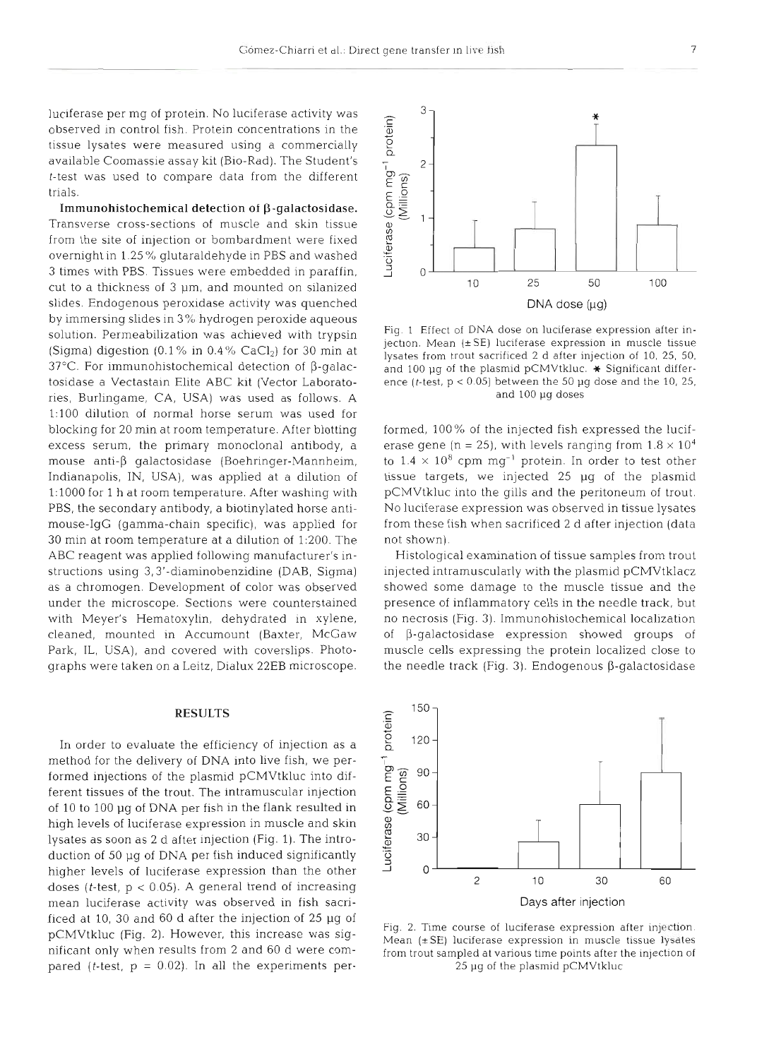luciferase per mg of protein. No luciferase activity was observed in control fish. Protein concentrations in the tissue lysates were measured using a commercially available Coomassie assay kit (Bio-Rad). The Student's *t*-test was used to compare data from the different trials.

**Immunohistochemical detection of β-galactosidase.** Transverse cross-sections of muscle and skin tissue from the site of injection or bombardment were fixed overnight in 1.25% glutaraldehyde in PBS and washed 3 times with PBS. Tissues were embedded in paraffin, cut to a thickness of 3 µm, and mounted on silanized slides. Endogenous peroxidase activity was quenched by immersing slides in 3% hydrogen peroxide aqueous solution. Permeabilization was achieved with trypsin (Sigma) digestion (0.1% in 0.4% $CaCl_2$) for 30 min at 37°C. For immunohistochemical detection of β-galactosidase a Vectastain Elite ABC kit (Vector Laboratories, Burlingame, CA, USA) was used as follows. A 1:100 dilution of normal horse serum was used for blocking for 20 min at room temperature. After blotting excess serum, the primary monoclonal antibody, a mouse anti-β galactosidase (Boehringer-Mannheim, Indianapolis, IN, USA), was applied at a dilution of 1:1000 for 1 h at room temperature. After washing with PBS, the secondary antibody, a biotinylated horse anti-mouse-IgG (gamma-chain specific), was applied for 30 min at room temperature at a dilution of 1:200. The ABC reagent was applied following manufacturer's instructions using 3,3'-diaminobenzidine (DAB, Sigma) as a chromogen. Development of color was observed under the microscope. Sections were counterstained with Meyer's Hematoxylin, dehydrated in xylene, cleaned, mounted in Accumount (Baxter, McGaw Park, IL, USA), and covered with coverslips. Photographs were taken on a Leitz, Dialux 22EB microscope.

## RESULTS

In order to evaluate the efficiency of injection as a method for the delivery of DNA into live fish, we performed injections of the plasmid pCMVtkluc into different tissues of the trout. The intramuscular injection of 10 to 100 µg of DNA per fish in the flank resulted in high levels of luciferase expression in muscle and skin lysates as soon as 2 d after injection (Fig. 1). The introduction of 50 µg of DNA per fish induced significantly higher levels of luciferase expression than the other doses (*t*-test, $p < 0.05$). A general trend of increasing mean luciferase activity was observed in fish sacrificed at 10, 30 and 60 d after the injection of 25 µg of pCMVtkluc (Fig. 2). However, this increase was significant only when results from 2 and 60 d were compared (*t*-test, $p = 0.02$). In all the experiments performed, 100% of the injected fish expressed the luciferase gene ($n = 25$), with levels ranging from $1.8 \times 10^4$ to $1.4 \times 10^8$ cpm $mg^{-1}$ protein. In order to test other tissue targets, we injected 25 µg of the plasmid pCMVtkluc into the gills and the peritoneum of trout. No luciferase expression was observed in tissue lysates from these fish when sacrificed 2 d after injection (data not shown).

Histological examination of tissue samples from trout injected intramuscularly with the plasmid pCMVtklacz showed some damage to the muscle tissue and the presence of inflammatory cells in the needle track, but no necrosis (Fig. 3). Immunohistochemical localization of β-galactosidase expression showed groups of muscle cells expressing the protein localized close to the needle track (Fig. 3). Endogenous β-galactosidase

Fig. 1. Effect of DNA dose on luciferase expression after injection. Mean (±SE) luciferase expression in muscle tissue lysates from trout sacrificed 2 d after injection of 10, 25, 50, and 100 µg of the plasmid pCMVtkluc. * Significant difference (*t*-test, $p < 0.05$) between the 50 µg dose and the 10, 25, and 100 µg doses

Fig. 2. Time course of luciferase expression after injection. Mean (±SE) luciferase expression in muscle tissue lysates from trout sampled at various time points after the injection of 25 µg of the plasmid pCMVtkluc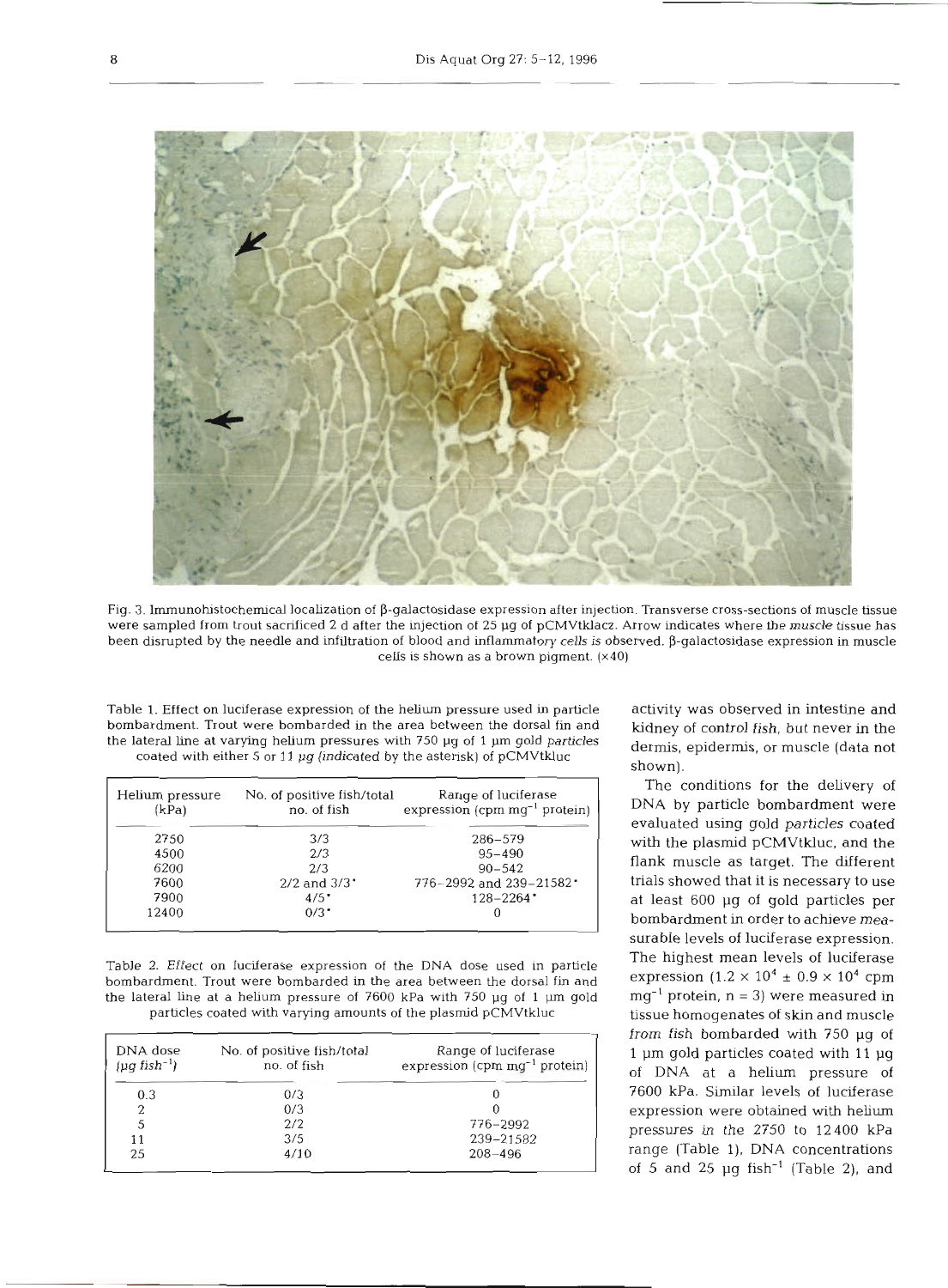Fig. 3. Immunohistochemical localization of β-galactosidase expression after injection. Transverse cross-sections of muscle tissue were sampled from trout sacrificed 2 d after the injection of 25 µg of pCMVtklacz. Arrow indicates where the muscle tissue has been disrupted by the needle and infiltration of blood and inflammatory cells is observed. β-galactosidase expression in muscle cells is shown as a brown pigment. (×40)

Table 1. Effect on luciferase expression of the helium pressure used in particle bombardment. Trout were bombarded in the area between the dorsal fin and the lateral line at varying helium pressures with 750 µg of 1 µm gold particles coated with either 5 or 11 µg (indicated by the asterisk) of pCMVtkluc

| Helium pressure (kPa) | No. of positive fish/total no. of fish | Range of luciferase expression (cpm $mg^{-1}$ protein) |
|---|---|---|
| 2750 | 3/3 | 286–579 |
| 4500 | 2/3 | 95–490 |
| 6200 | 2/3 | 90–542 |
| 7600 | 2/2 and 3/3* | 776–2992 and 239–21582* |
| 7900 | 4/5* | 128–2264* |
| 12400 | 0/3* | 0 |

Table 2. Effect on luciferase expression of the DNA dose used in particle bombardment. Trout were bombarded in the area between the dorsal fin and the lateral line at a helium pressure of 7600 kPa with 750 µg of 1 µm gold particles coated with varying amounts of the plasmid pCMVtkluc

| DNA dose (µg $fish^{-1}$) | No. of positive fish/total no. of fish | Range of luciferase expression (cpm $mg^{-1}$ protein) |
|---|---|---|
| 0.3 | 0/3 | 0 |
| 2 | 0/3 | 0 |
| 5 | 2/2 | 776–2992 |
| 11 | 3/5 | 239–21582 |
| 25 | 4/10 | 208–496 |

activity was observed in intestine and kidney of control fish, but never in the dermis, epidermis, or muscle (data not shown).

The conditions for the delivery of DNA by particle bombardment were evaluated using gold particles coated with the plasmid pCMVtkluc, and the flank muscle as target. The different trials showed that it is necessary to use at least 600 µg of gold particles per bombardment in order to achieve measurable levels of luciferase expression. The highest mean levels of luciferase expression ($1.2 \times 10^4 \pm 0.9 \times 10^4$ cpm $mg^{-1}$ protein, n = 3) were measured in tissue homogenates of skin and muscle from fish bombarded with 750 µg of 1 µm gold particles coated with 11 µg of DNA at a helium pressure of 7600 kPa. Similar levels of luciferase expression were obtained with helium pressures in the 2750 to 12400 kPa range (Table 1), DNA concentrations of 5 and 25 µg $fish^{-1}$ (Table 2), and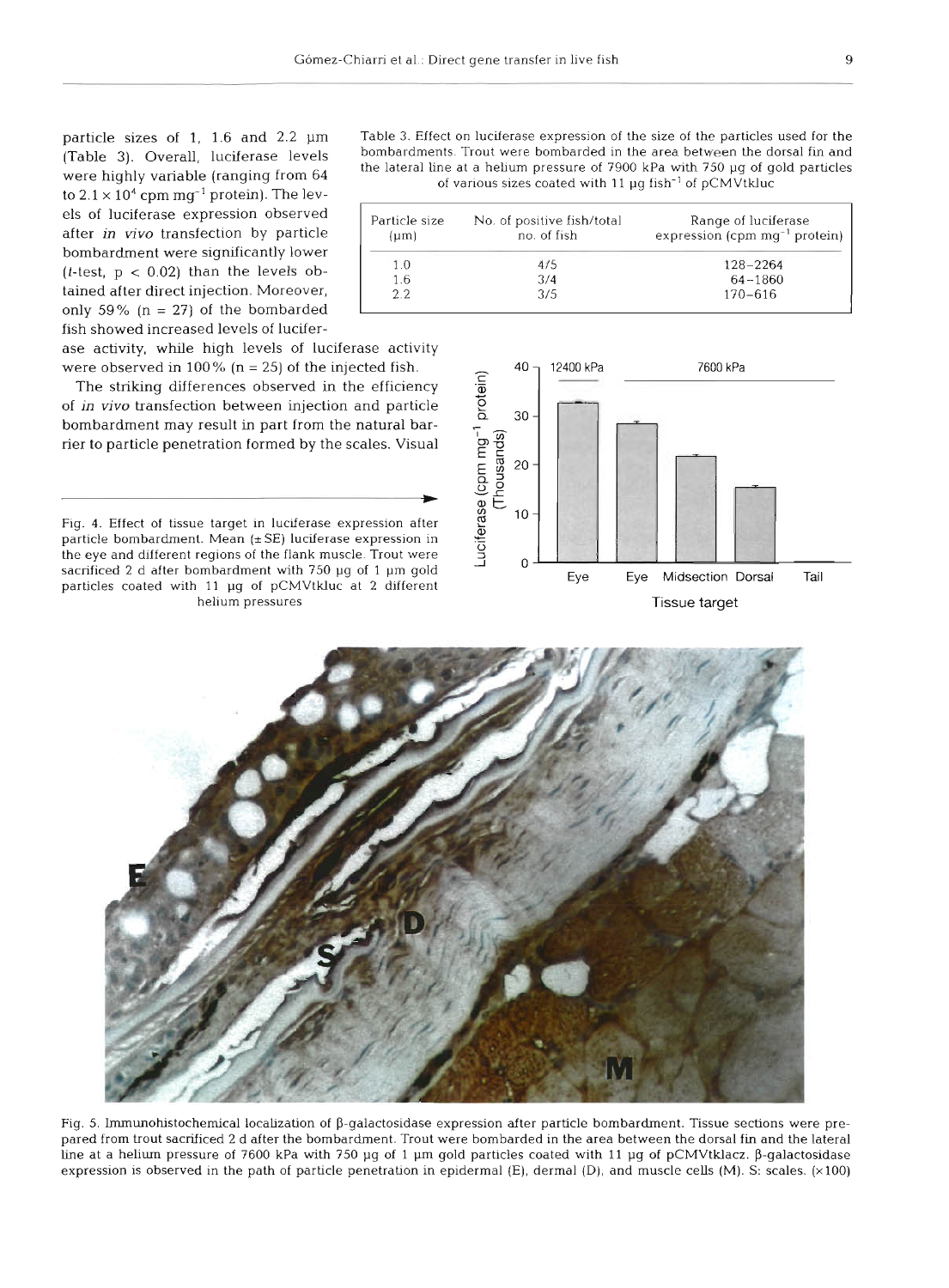particle sizes of 1, 1.6 and 2.2 µm (Table 3). Overall, luciferase levels were highly variable (ranging from 64 to $2.1 \times 10^4$ cpm $mg^{-1}$ protein). The levels of luciferase expression observed after *in vivo* transfection by particle bombardment were significantly lower (*t*-test, $p < 0.02$) than the levels obtained after direct injection. Moreover, only 59% (n = 27) of the bombarded fish showed increased levels of luciferase activity, while high levels of luciferase activity were observed in 100% (n = 25) of the injected fish.

The striking differences observed in the efficiency of *in vivo* transfection between injection and particle bombardment may result in part from the natural barrier to particle penetration formed by the scales. Visual

Table 3. Effect on luciferase expression of the size of the particles used for the bombardments. Trout were bombarded in the area between the dorsal fin and the lateral line at a helium pressure of 7900 kPa with 750 µg of gold particles of various sizes coated with 11 µg $fish^{-1}$ of pCMVtkluc

| Particle size (µm) | No. of positive fish/total no. of fish | Range of luciferase expression (cpm $mg^{-1}$ protein) |
|---|---|---|
| 1.0 | 4/5 | 128–2264 |
| 1.6 | 3/4 | 64–1860 |
| 2.2 | 3/5 | 170–616 |

Fig. 4. Effect of tissue target in luciferase expression after particle bombardment. Mean (± SE) luciferase expression in the eye and different regions of the flank muscle. Trout were sacrificed 2 d after bombardment with 750 µg of 1 µm gold particles coated with 11 µg of pCMVtkluc at 2 different helium pressures

Fig. 5. Immunohistochemical localization of β-galactosidase expression after particle bombardment. Tissue sections were prepared from trout sacrificed 2 d after the bombardment. Trout were bombarded in the area between the dorsal fin and the lateral line at a helium pressure of 7600 kPa with 750 µg of 1 µm gold particles coated with 11 µg of pCMVtklacz. β-galactosidase expression is observed in the path of particle penetration in epidermal (E), dermal (D), and muscle cells (M). S: scales. (×100)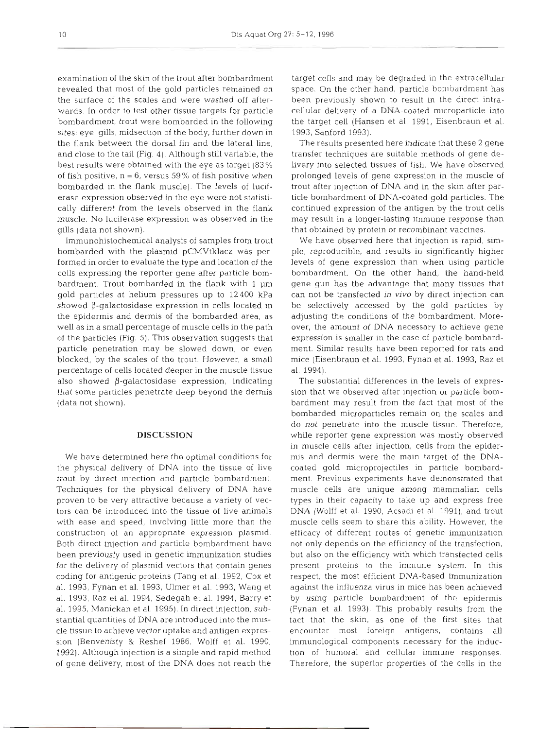examination of the skin of the trout after bombardment revealed that most of the gold particles remained on the surface of the scales and were washed off afterwards. In order to test other tissue targets for particle bombardment, trout were bombarded in the following sites: eye, gills, midsection of the body, further down in the flank between the dorsal fin and the lateral line, and close to the tail (Fig. 4). Although still variable, the best results were obtained with the eye as target (83% of fish positive, n = 6, versus 59% of fish positive when bombarded in the flank muscle). The levels of luciferase expression observed in the eye were not statistically different from the levels observed in the flank muscle. No luciferase expression was observed in the gills (data not shown).

Immunohistochemical analysis of samples from trout bombarded with the plasmid pCMVtklacz was performed in order to evaluate the type and location of the cells expressing the reporter gene after particle bombardment. Trout bombarded in the flank with 1 µm gold particles at helium pressures up to 12400 kPa showed β-galactosidase expression in cells located in the epidermis and dermis of the bombarded area, as well as in a small percentage of muscle cells in the path of the particles (Fig. 5). This observation suggests that particle penetration may be slowed down, or even blocked, by the scales of the trout. However, a small percentage of cells located deeper in the muscle tissue also showed β-galactosidase expression, indicating that some particles penetrate deep beyond the dermis (data not shown).

## DISCUSSION

We have determined here the optimal conditions for the physical delivery of DNA into the tissue of live trout by direct injection and particle bombardment. Techniques for the physical delivery of DNA have proven to be very attractive because a variety of vectors can be introduced into the tissue of live animals with ease and speed, involving little more than the construction of an appropriate expression plasmid. Both direct injection and particle bombardment have been previously used in genetic immunization studies for the delivery of plasmid vectors that contain genes coding for antigenic proteins (Tang et al. 1992, Cox et al. 1993, Fynan et al. 1993, Ulmer et al. 1993, Wang et al. 1993, Raz et al. 1994, Sedegah et al. 1994, Barry et al. 1995, Manickan et al. 1995). In direct injection, substantial quantities of DNA are introduced into the muscle tissue to achieve vector uptake and antigen expression (Benvenisty & Reshef 1986, Wolff et al. 1990, 1992). Although injection is a simple and rapid method of gene delivery, most of the DNA does not reach the target cells and may be degraded in the extracellular space. On the other hand, particle bombardment has been previously shown to result in the direct intracellular delivery of a DNA-coated microparticle into the target cell (Hansen et al. 1991, Eisenbraun et al. 1993, Sanford 1993).

The results presented here indicate that these 2 gene transfer techniques are suitable methods of gene delivery into selected tissues of fish. We have observed prolonged levels of gene expression in the muscle of trout after injection of DNA and in the skin after particle bombardment of DNA-coated gold particles. The continued expression of the antigen by the trout cells may result in a longer-lasting immune response than that obtained by protein or recombinant vaccines.

We have observed here that injection is rapid, simple, reproducible, and results in significantly higher levels of gene expression than when using particle bombardment. On the other hand, the hand-held gene gun has the advantage that many tissues that can not be transfected *in vivo* by direct injection can be selectively accessed by the gold particles by adjusting the conditions of the bombardment. Moreover, the amount of DNA necessary to achieve gene expression is smaller in the case of particle bombardment. Similar results have been reported for rats and mice (Eisenbraun et al. 1993, Fynan et al. 1993, Raz et al. 1994).

The substantial differences in the levels of expression that we observed after injection or particle bombardment may result from the fact that most of the bombarded microparticles remain on the scales and do not penetrate into the muscle tissue. Therefore, while reporter gene expression was mostly observed in muscle cells after injection, cells from the epidermis and dermis were the main target of the DNA-coated gold microprojectiles in particle bombardment. Previous experiments have demonstrated that muscle cells are unique among mammalian cells types in their capacity to take up and express free DNA (Wolff et al. 1990, Acsadi et al. 1991), and trout muscle cells seem to share this ability. However, the efficacy of different routes of genetic immunization not only depends on the efficiency of the transfection, but also on the efficiency with which transfected cells present proteins to the immune system. In this respect, the most efficient DNA-based immunization against the influenza virus in mice has been achieved by using particle bombardment of the epidermis (Fynan et al. 1993). This probably results from the fact that the skin, as one of the first sites that encounter most foreign antigens, contains all immunological components necessary for the induction of humoral and cellular immune responses. Therefore, the superior properties of the cells in the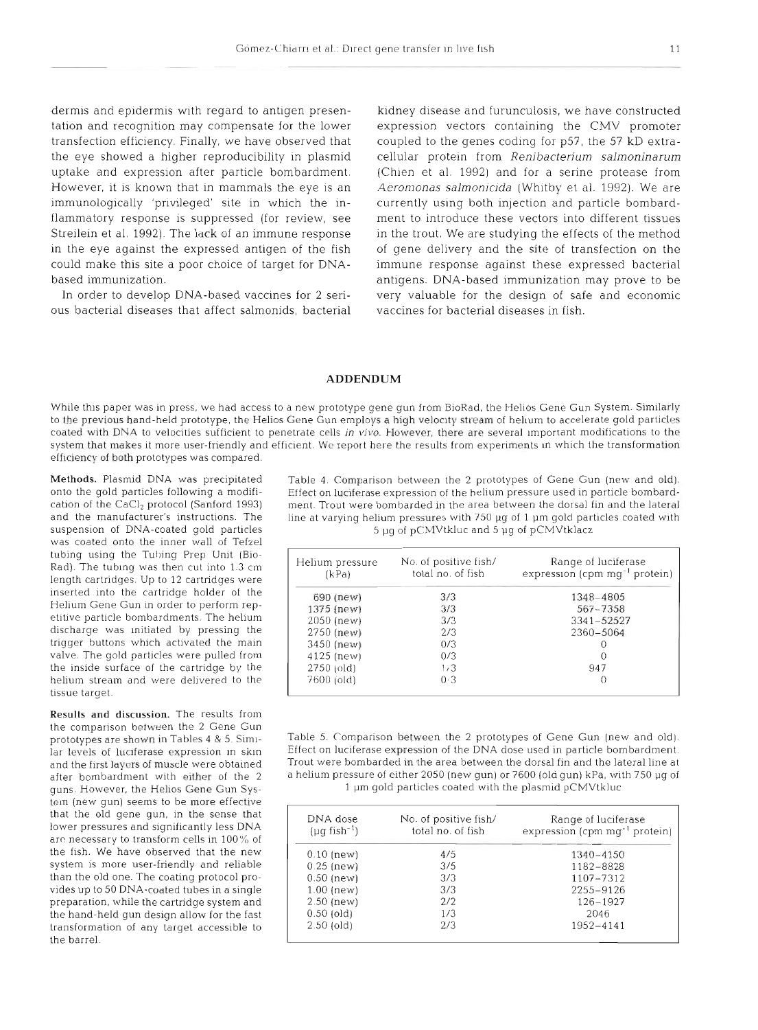dermis and epidermis with regard to antigen presentation and recognition may compensate for the lower transfection efficiency. Finally, we have observed that the eye showed a higher reproducibility in plasmid uptake and expression after particle bombardment. However, it is known that in mammals the eye is an immunologically 'privileged' site in which the inflammatory response is suppressed (for review, see Streilein et al. 1992). The lack of an immune response in the eye against the expressed antigen of the fish could make this site a poor choice of target for DNA-based immunization.

In order to develop DNA-based vaccines for 2 serious bacterial diseases that affect salmonids, bacterial kidney disease and furunculosis, we have constructed expression vectors containing the CMV promoter coupled to the genes coding for p57, the 57 kD extracellular protein from *Renibacterium salmoninarum* (Chien et al. 1992) and for a serine protease from *Aeromonas salmonicida* (Whitby et al. 1992). We are currently using both injection and particle bombardment to introduce these vectors into different tissues in the trout. We are studying the effects of the method of gene delivery and the site of transfection on the immune response against these expressed bacterial antigens. DNA-based immunization may prove to be very valuable for the design of safe and economic vaccines for bacterial diseases in fish.

## ADDENDUM

While this paper was in press, we had access to a new prototype gene gun from BioRad, the Helios Gene Gun System. Similarly to the previous hand-held prototype, the Helios Gene Gun employs a high velocity stream of helium to accelerate gold particles coated with DNA to velocities sufficient to penetrate cells *in vivo*. However, there are several important modifications to the system that makes it more user-friendly and efficient. We report here the results from experiments in which the transformation efficiency of both prototypes was compared.

**Methods.** Plasmid DNA was precipitated onto the gold particles following a modification of the $CaCl_2$ protocol (Sanford 1993) and the manufacturer's instructions. The suspension of DNA-coated gold particles was coated onto the inner wall of Tefzel tubing using the Tubing Prep Unit (Bio-Rad). The tubing was then cut into 1.3 cm length cartridges. Up to 12 cartridges were inserted into the cartridge holder of the Helium Gene Gun in order to perform repetitive particle bombardments. The helium discharge was initiated by pressing the trigger buttons which activated the main valve. The gold particles were pulled from the inside surface of the cartridge by the helium stream and were delivered to the tissue target.

**Results and discussion.** The results from the comparison between the 2 Gene Gun prototypes are shown in Tables 4 & 5. Similar levels of luciferase expression in skin and the first layers of muscle were obtained after bombardment with either of the 2 guns. However, the Helios Gene Gun System (new gun) seems to be more effective that the old gene gun, in the sense that lower pressures and significantly less DNA are necessary to transform cells in 100% of the fish. We have observed that the new system is more user-friendly and reliable than the old one. The coating protocol provides up to 50 DNA-coated tubes in a single preparation, while the cartridge system and the hand-held gun design allow for the fast transformation of any target accessible to the barrel.

Table 4. Comparison between the 2 prototypes of Gene Gun (new and old). Effect on luciferase expression of the helium pressure used in particle bombardment. Trout were bombarded in the area between the dorsal fin and the lateral line at varying helium pressures with 750 µg of 1 µm gold particles coated with 5 µg of pCMVtkluc and 5 µg of pCMVtklacz

| Helium pressure (kPa) | No. of positive fish/ total no. of fish | Range of luciferase expression (cpm mg$^{-1}$ protein) |
|---|---|---|
| 690 (new) | 3/3 | 1348–4805 |
| 1375 (new) | 3/3 | 567–7358 |
| 2050 (new) | 3/3 | 3341–52527 |
| 2750 (new) | 2/3 | 2360–5064 |
| 3450 (new) | 0/3 | 0 |
| 4125 (new) | 0/3 | 0 |
| 2750 (old) | 1/3 | 947 |
| 7600 (old) | 0/3 | 0 |

Table 5. Comparison between the 2 prototypes of Gene Gun (new and old). Effect on luciferase expression of the DNA dose used in particle bombardment. Trout were bombarded in the area between the dorsal fin and the lateral line at a helium pressure of either 2050 (new gun) or 7600 (old gun) kPa, with 750 µg of 1 µm gold particles coated with the plasmid pCMVtkluc

| DNA dose (µg fish$^{-1}$) | No. of positive fish/ total no. of fish | Range of luciferase expression (cpm mg$^{-1}$ protein) |
|---|---|---|
| 0.10 (new) | 4/5 | 1340–4150 |
| 0.25 (new) | 3/5 | 1182–8828 |
| 0.50 (new) | 3/3 | 1107–7312 |
| 1.00 (new) | 3/3 | 2255–9126 |
| 2.50 (new) | 2/2 | 126–1927 |
| 0.50 (old) | 1/3 | 2046 |
| 2.50 (old) | 2/3 | 1952–4141 |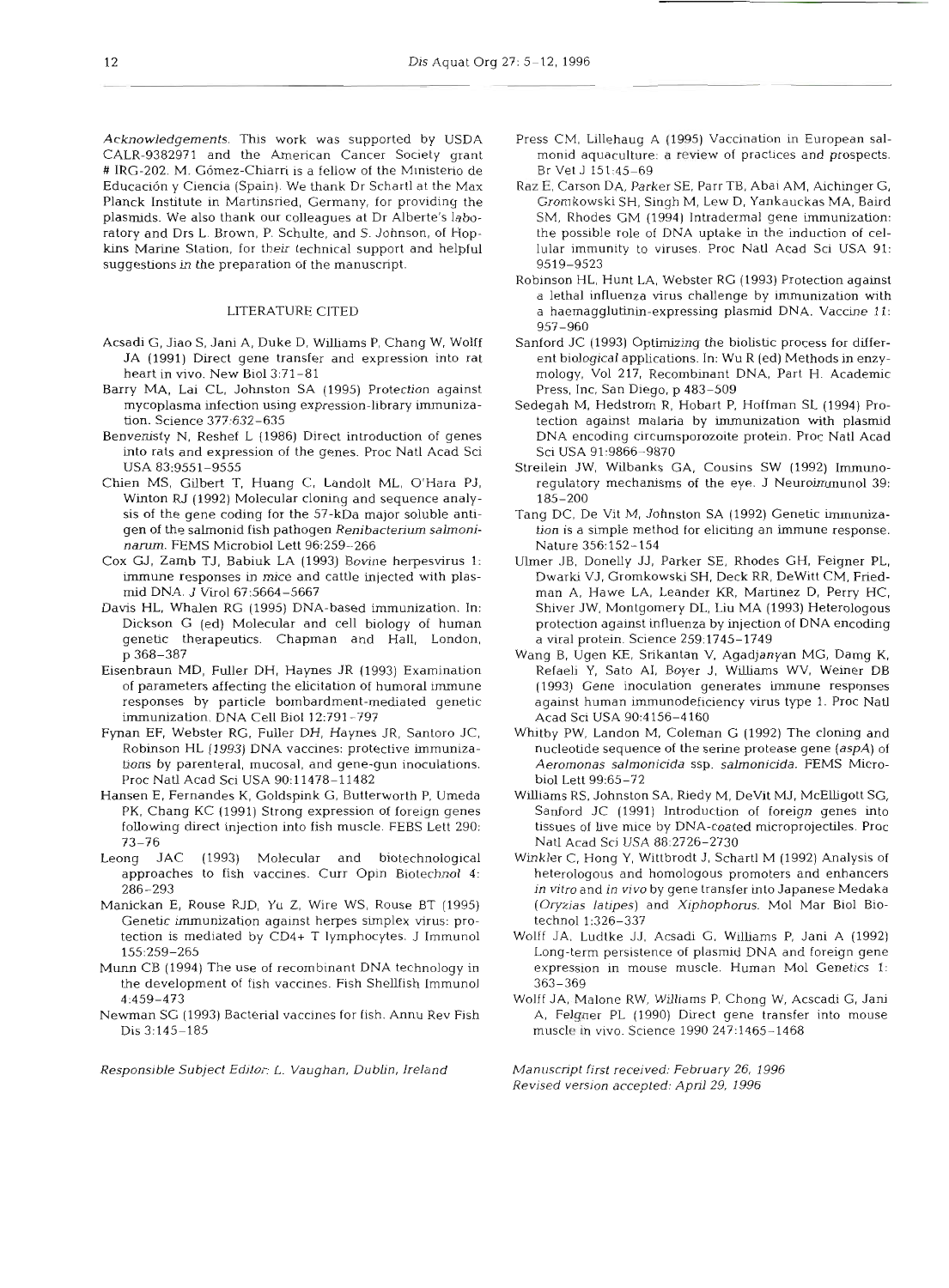*Acknowledgements.* This work was supported by USDA CALR-9382971 and the American Cancer Society grant # IRG-202. M. Gómez-Chiarri is a fellow of the Ministerio de Educación y Ciencia (Spain). We thank Dr Schartl at the Max Planck Institute in Martinsried, Germany, for providing the plasmids. We also thank our colleagues at Dr Alberte's laboratory and Drs L. Brown, P. Schulte, and S. Johnson, of Hopkins Marine Station, for their technical support and helpful suggestions in the preparation of the manuscript.

## LITERATURE CITED

Acsadi G, Jiao S, Jani A, Duke D, Williams P, Chang W, Wolff JA (1991) Direct gene transfer and expression into rat heart in vivo. New Biol 3:71–81

Barry MA, Lai CL, Johnston SA (1995) Protection against mycoplasma infection using expression-library immunization. Science 377:632–635

Benvenisty N, Reshef L (1986) Direct introduction of genes into rats and expression of the genes. Proc Natl Acad Sci USA 83:9551–9555

Chien MS, Gilbert T, Huang C, Landolt ML, O'Hara PJ, Winton RJ (1992) Molecular cloning and sequence analysis of the gene coding for the 57-kDa major soluble antigen of the salmonid fish pathogen *Renibacterium salmoninarum*. FEMS Microbiol Lett 96:259–266

Cox GJ, Zamb TJ, Babiuk LA (1993) Bovine herpesvirus 1: immune responses in mice and cattle injected with plasmid DNA. J Virol 67:5664–5667

Davis HL, Whalen RG (1995) DNA-based immunization. In: Dickson G (ed) Molecular and cell biology of human genetic therapeutics. Chapman and Hall, London, p 368–387

Eisenbraun MD, Fuller DH, Haynes JR (1993) Examination of parameters affecting the elicitation of humoral immune responses by particle bombardment-mediated genetic immunization. DNA Cell Biol 12:791–797

Fynan EF, Webster RG, Fuller DH, Haynes JR, Santoro JC, Robinson HL (1993) DNA vaccines: protective immunizations by parenteral, mucosal, and gene-gun inoculations. Proc Natl Acad Sci USA 90:11478–11482

Hansen E, Fernandes K, Goldspink G, Butterworth P, Umeda PK, Chang KC (1991) Strong expression of foreign genes following direct injection into fish muscle. FEBS Lett 290: 73–76

Leong JAC (1993) Molecular and biotechnological approaches to fish vaccines. Curr Opin Biotechnol 4: 286–293

Manickan E, Rouse RJD, Yu Z, Wire WS, Rouse BT (1995) Genetic immunization against herpes simplex virus: protection is mediated by CD4+ T lymphocytes. J Immunol 155:259–265

Munn CB (1994) The use of recombinant DNA technology in the development of fish vaccines. Fish Shellfish Immunol 4:459–473

Newman SG (1993) Bacterial vaccines for fish. Annu Rev Fish Dis 3:145–185

Press CM, Lillehaug A (1995) Vaccination in European salmonid aquaculture: a review of practices and prospects. Br Vet J 151:45–69

Raz E, Carson DA, Parker SE, Parr TB, Abai AM, Aichinger G, Gromkowski SH, Singh M, Lew D, Yankauckas MA, Baird SM, Rhodes GM (1994) Intradermal gene immunization: the possible role of DNA uptake in the induction of cellular immunity to viruses. Proc Natl Acad Sci USA 91: 9519–9523

Robinson HL, Hunt LA, Webster RG (1993) Protection against a lethal influenza virus challenge by immunization with a haemagglutinin-expressing plasmid DNA. Vaccine 11: 957–960

Sanford JC (1993) Optimizing the biolistic process for different biological applications. In: Wu R (ed) Methods in enzymology, Vol 217, Recombinant DNA, Part H. Academic Press, Inc, San Diego, p 483–509

Sedegah M, Hedstrom R, Hobart P, Hoffman SL (1994) Protection against malaria by immunization with plasmid DNA encoding circumsporozoite protein. Proc Natl Acad Sci USA 91:9866–9870

Streilein JW, Wilbanks GA, Cousins SW (1992) Immunoregulatory mechanisms of the eye. J Neuroimmunol 39: 185–200

Tang DC, De Vit M, Johnston SA (1992) Genetic immunization is a simple method for eliciting an immune response. Nature 356:152–154

Ulmer JB, Donelly JJ, Parker SE, Rhodes GH, Felgner PL, Dwarki VJ, Gromkowski SH, Deck RR, DeWitt CM, Friedman A, Hawe LA, Leander KR, Martinez D, Perry HC, Shiver JW, Montgomery DL, Liu MA (1993) Heterologous protection against influenza by injection of DNA encoding a viral protein. Science 259:1745–1749

Wang B, Ugen KE, Srikantan V, Agadjanyan MG, Damg K, Refaeli Y, Sato AI, Boyer J, Williams WV, Weiner DB (1993) Gene inoculation generates immune responses against human immunodeficiency virus type 1. Proc Natl Acad Sci USA 90:4156–4160

Whitby PW, Landon M, Coleman G (1992) The cloning and nucleotide sequence of the serine protease gene (*aspA*) of *Aeromonas salmonicida* ssp. *salmonicida*. FEMS Microbiol Lett 99:65–72

Williams RS, Johnston SA, Riedy M, DeVit MJ, McElligott SG, Sanford JC (1991) Introduction of foreign genes into tissues of live mice by DNA-coated microprojectiles. Proc Natl Acad Sci USA 88:2726–2730

Winkler C, Hong Y, Wittbrodt J, Schartl M (1992) Analysis of heterologous and homologous promoters and enhancers *in vitro* and *in vivo* by gene transfer into Japanese Medaka (*Oryzias latipes*) and *Xiphophorus*. Mol Mar Biol Biotechnol 1:326–337

Wolff JA, Ludtke JJ, Acsadi G, Williams P, Jani A (1992) Long-term persistence of plasmid DNA and foreign gene expression in mouse muscle. Human Mol Genetics 1: 363–369

Wolff JA, Malone RW, Williams P, Chong W, Acscadi G, Jani A, Felgner PL (1990) Direct gene transfer into mouse muscle in vivo. Science 1990 247:1465–1468

*Responsible Subject Editor: L. Vaughan, Dublin, Ireland*

*Manuscript first received: February 26, 1996*
*Revised version accepted: April 29, 1996*